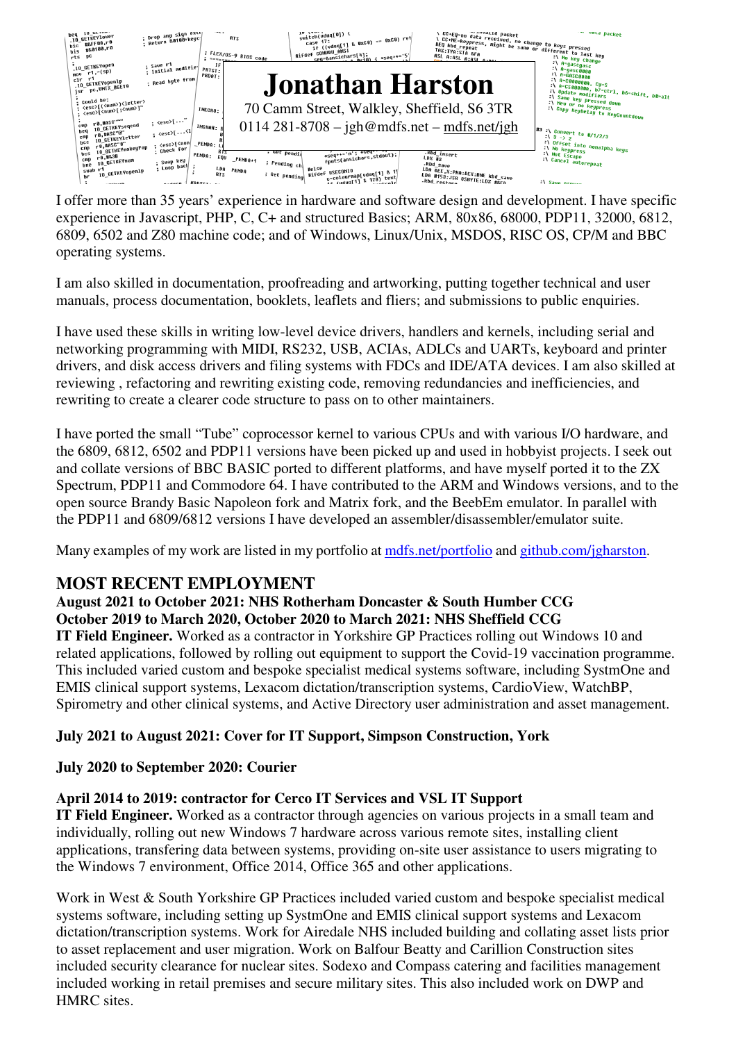# Jonathan Harston

70 Camm Street, Walkley, Sheffield, S6 3TR
0114 281-8708 – jgh@mdfs.net – mdfs.net/jgh

I offer more than 35 years' experience in hardware and software design and development. I have specific experience in Javascript, PHP, C, C+ and structured Basics; ARM, 80x86, 68000, PDP11, 32000, 6812, 6809, 6502 and Z80 machine code; and of Windows, Linux/Unix, MSDOS, RISC OS, CP/M and BBC operating systems.

I am also skilled in documentation, proofreading and artworking, putting together technical and user manuals, process documentation, booklets, leaflets and fliers; and submissions to public enquiries.

I have used these skills in writing low-level device drivers, handlers and kernels, including serial and networking programming with MIDI, RS232, USB, ACIAs, ADLCs and UARTs, keyboard and printer drivers, and disk access drivers and filing systems with FDCs and IDE/ATA devices. I am also skilled at reviewing , refactoring and rewriting existing code, removing redundancies and inefficiencies, and rewriting to create a clearer code structure to pass on to other maintainers.

I have ported the small "Tube" coprocessor kernel to various CPUs and with various I/O hardware, and the 6809, 6812, 6502 and PDP11 versions have been picked up and used in hobbyist projects. I seek out and collate versions of BBC BASIC ported to different platforms, and have myself ported it to the ZX Spectrum, PDP11 and Commodore 64. I have contributed to the ARM and Windows versions, and to the open source Brandy Basic Napoleon fork and Matrix fork, and the BeebEm emulator. In parallel with the PDP11 and 6809/6812 versions I have developed an assembler/disassembler/emulator suite.

Many examples of my work are listed in my portfolio at mdfs.net/portfolio and github.com/jgharston.

## MOST RECENT EMPLOYMENT

**August 2021 to October 2021: NHS Rotherham Doncaster & South Humber CCG**
**October 2019 to March 2020, October 2020 to March 2021: NHS Sheffield CCG**
**IT Field Engineer.** Worked as a contractor in Yorkshire GP Practices rolling out Windows 10 and related applications, followed by rolling out equipment to support the Covid-19 vaccination programme. This included varied custom and bespoke specialist medical systems software, including SystmOne and EMIS clinical support systems, Lexacom dictation/transcription systems, CardioView, WatchBP, Spirometry and other clinical systems, and Active Directory user administration and asset management.

**July 2021 to August 2021: Cover for IT Support, Simpson Construction, York**

**July 2020 to September 2020: Courier**

**April 2014 to 2019: contractor for Cerco IT Services and VSL IT Support**
**IT Field Engineer.** Worked as a contractor through agencies on various projects in a small team and individually, rolling out new Windows 7 hardware across various remote sites, installing client applications, transfering data between systems, providing on-site user assistance to users migrating to the Windows 7 environment, Office 2014, Office 365 and other applications.

Work in West & South Yorkshire GP Practices included varied custom and bespoke specialist medical systems software, including setting up SystmOne and EMIS clinical support systems and Lexacom dictation/transcription systems. Work for Airedale NHS included building and collating asset lists prior to asset replacement and user migration. Work on Balfour Beatty and Carillion Construction sites included security clearance for nuclear sites. Sodexo and Compass catering and facilities management included working in retail premises and secure military sites. This also included work on DWP and HMRC sites.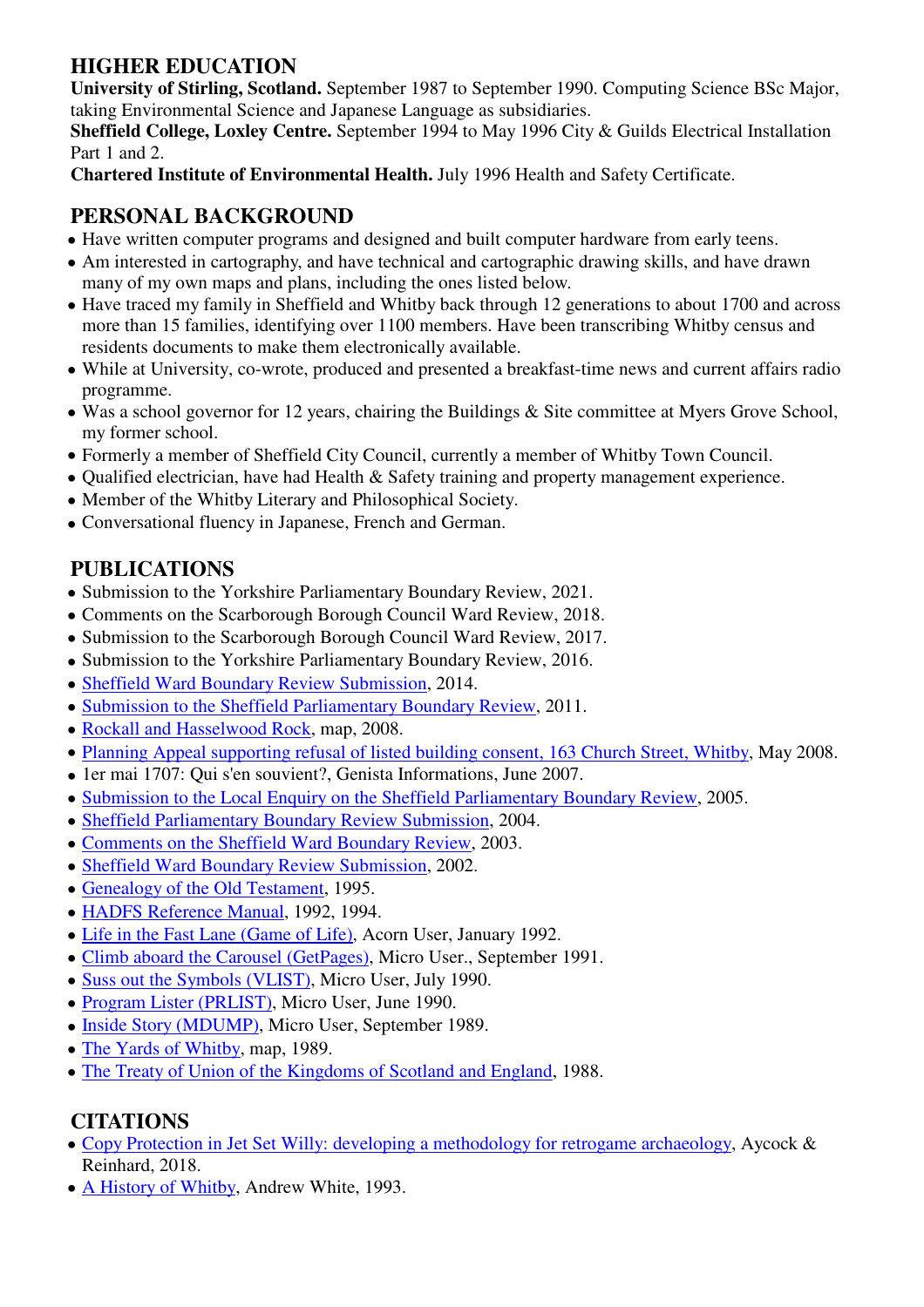## HIGHER EDUCATION

**University of Stirling, Scotland.** September 1987 to September 1990. Computing Science BSc Major, taking Environmental Science and Japanese Language as subsidiaries.
**Sheffield College, Loxley Centre.** September 1994 to May 1996 City & Guilds Electrical Installation Part 1 and 2.
**Chartered Institute of Environmental Health.** July 1996 Health and Safety Certificate.

## PERSONAL BACKGROUND

- Have written computer programs and designed and built computer hardware from early teens.
- Am interested in cartography, and have technical and cartographic drawing skills, and have drawn many of my own maps and plans, including the ones listed below.
- Have traced my family in Sheffield and Whitby back through 12 generations to about 1700 and across more than 15 families, identifying over 1100 members. Have been transcribing Whitby census and residents documents to make them electronically available.
- While at University, co-wrote, produced and presented a breakfast-time news and current affairs radio programme.
- Was a school governor for 12 years, chairing the Buildings & Site committee at Myers Grove School, my former school.
- Formerly a member of Sheffield City Council, currently a member of Whitby Town Council.
- Qualified electrician, have had Health & Safety training and property management experience.
- Member of the Whitby Literary and Philosophical Society.
- Conversational fluency in Japanese, French and German.

## PUBLICATIONS

- Submission to the Yorkshire Parliamentary Boundary Review, 2021.
- Comments on the Scarborough Borough Council Ward Review, 2018.
- Submission to the Scarborough Borough Council Ward Review, 2017.
- Submission to the Yorkshire Parliamentary Boundary Review, 2016.
- Sheffield Ward Boundary Review Submission, 2014.
- Submission to the Sheffield Parliamentary Boundary Review, 2011.
- Rockall and Hasselwood Rock, map, 2008.
- Planning Appeal supporting refusal of listed building consent, 163 Church Street, Whitby, May 2008.
- 1er mai 1707: Qui s'en souvient?, Genista Informations, June 2007.
- Submission to the Local Enquiry on the Sheffield Parliamentary Boundary Review, 2005.
- Sheffield Parliamentary Boundary Review Submission, 2004.
- Comments on the Sheffield Ward Boundary Review, 2003.
- Sheffield Ward Boundary Review Submission, 2002.
- Genealogy of the Old Testament, 1995.
- HADFS Reference Manual, 1992, 1994.
- Life in the Fast Lane (Game of Life), Acorn User, January 1992.
- Climb aboard the Carousel (GetPages), Micro User., September 1991.
- Suss out the Symbols (VLIST), Micro User, July 1990.
- Program Lister (PRLIST), Micro User, June 1990.
- Inside Story (MDUMP), Micro User, September 1989.
- The Yards of Whitby, map, 1989.
- The Treaty of Union of the Kingdoms of Scotland and England, 1988.

## CITATIONS

- Copy Protection in Jet Set Willy: developing a methodology for retrogame archaeology, Aycock & Reinhard, 2018.
- A History of Whitby, Andrew White, 1993.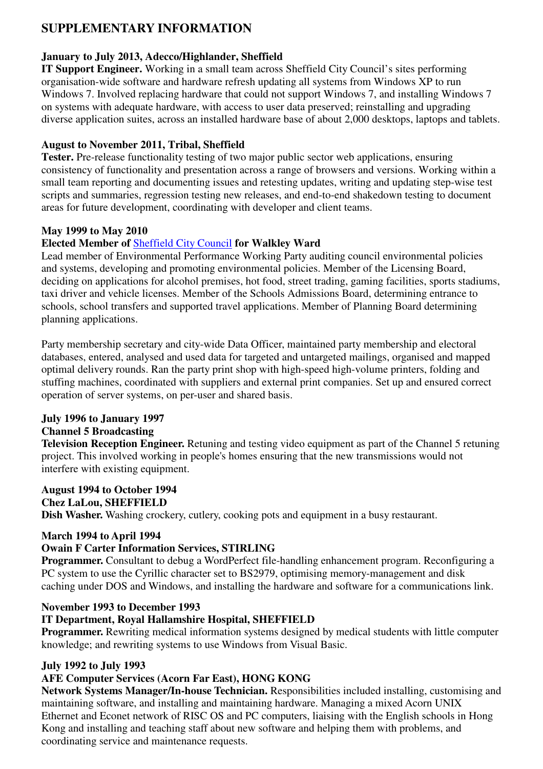## SUPPLEMENTARY INFORMATION

**January to July 2013, Adecco/Highlander, Sheffield**
**IT Support Engineer.** Working in a small team across Sheffield City Council's sites performing organisation-wide software and hardware refresh updating all systems from Windows XP to run Windows 7. Involved replacing hardware that could not support Windows 7, and installing Windows 7 on systems with adequate hardware, with access to user data preserved; reinstalling and upgrading diverse application suites, across an installed hardware base of about 2,000 desktops, laptops and tablets.

**August to November 2011, Tribal, Sheffield**
**Tester.** Pre-release functionality testing of two major public sector web applications, ensuring consistency of functionality and presentation across a range of browsers and versions. Working within a small team reporting and documenting issues and retesting updates, writing and updating step-wise test scripts and summaries, regression testing new releases, and end-to-end shakedown testing to document areas for future development, coordinating with developer and client teams.

**May 1999 to May 2010**
**Elected Member of Sheffield City Council for Walkley Ward**
Lead member of Environmental Performance Working Party auditing council environmental policies and systems, developing and promoting environmental policies. Member of the Licensing Board, deciding on applications for alcohol premises, hot food, street trading, gaming facilities, sports stadiums, taxi driver and vehicle licenses. Member of the Schools Admissions Board, determining entrance to schools, school transfers and supported travel applications. Member of Planning Board determining planning applications.

Party membership secretary and city-wide Data Officer, maintained party membership and electoral databases, entered, analysed and used data for targeted and untargeted mailings, organised and mapped optimal delivery rounds. Ran the party print shop with high-speed high-volume printers, folding and stuffing machines, coordinated with suppliers and external print companies. Set up and ensured correct operation of server systems, on per-user and shared basis.

**July 1996 to January 1997**
**Channel 5 Broadcasting**
**Television Reception Engineer.** Retuning and testing video equipment as part of the Channel 5 retuning project. This involved working in people's homes ensuring that the new transmissions would not interfere with existing equipment.

**August 1994 to October 1994**
**Chez LaLou, SHEFFIELD**
**Dish Washer.** Washing crockery, cutlery, cooking pots and equipment in a busy restaurant.

**March 1994 to April 1994**
**Owain F Carter Information Services, STIRLING**
**Programmer.** Consultant to debug a WordPerfect file-handling enhancement program. Reconfiguring a PC system to use the Cyrillic character set to BS2979, optimising memory-management and disk caching under DOS and Windows, and installing the hardware and software for a communications link.

**November 1993 to December 1993**
**IT Department, Royal Hallamshire Hospital, SHEFFIELD**
**Programmer.** Rewriting medical information systems designed by medical students with little computer knowledge; and rewriting systems to use Windows from Visual Basic.

**July 1992 to July 1993**
**AFE Computer Services (Acorn Far East), HONG KONG**
**Network Systems Manager/In-house Technician.** Responsibilities included installing, customising and maintaining software, and installing and maintaining hardware. Managing a mixed Acorn UNIX Ethernet and Econet network of RISC OS and PC computers, liaising with the English schools in Hong Kong and installing and teaching staff about new software and helping them with problems, and coordinating service and maintenance requests.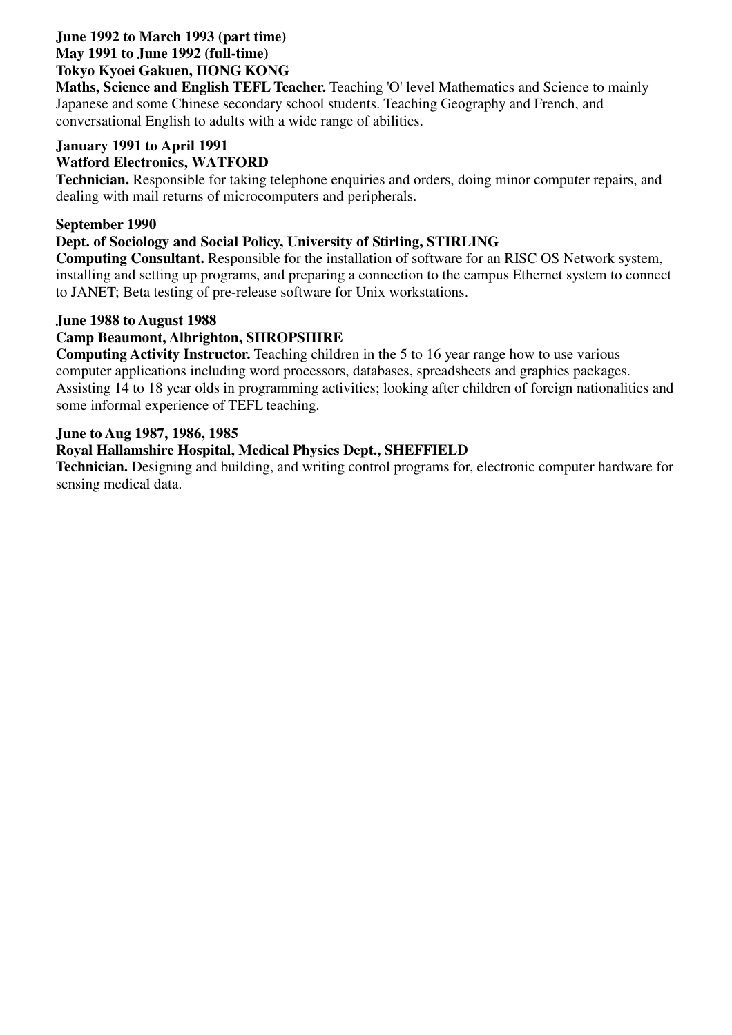**June 1992 to March 1993 (part time)**
**May 1991 to June 1992 (full-time)**
**Tokyo Kyoei Gakuen, HONG KONG**
**Maths, Science and English TEFL Teacher.** Teaching 'O' level Mathematics and Science to mainly Japanese and some Chinese secondary school students. Teaching Geography and French, and conversational English to adults with a wide range of abilities.

**January 1991 to April 1991**
**Watford Electronics, WATFORD**
**Technician.** Responsible for taking telephone enquiries and orders, doing minor computer repairs, and dealing with mail returns of microcomputers and peripherals.

**September 1990**
**Dept. of Sociology and Social Policy, University of Stirling, STIRLING**
**Computing Consultant.** Responsible for the installation of software for an RISC OS Network system, installing and setting up programs, and preparing a connection to the campus Ethernet system to connect to JANET; Beta testing of pre-release software for Unix workstations.

**June 1988 to August 1988**
**Camp Beaumont, Albrighton, SHROPSHIRE**
**Computing Activity Instructor.** Teaching children in the 5 to 16 year range how to use various computer applications including word processors, databases, spreadsheets and graphics packages. Assisting 14 to 18 year olds in programming activities; looking after children of foreign nationalities and some informal experience of TEFL teaching.

**June to Aug 1987, 1986, 1985**
**Royal Hallamshire Hospital, Medical Physics Dept., SHEFFIELD**
**Technician.** Designing and building, and writing control programs for, electronic computer hardware for sensing medical data.